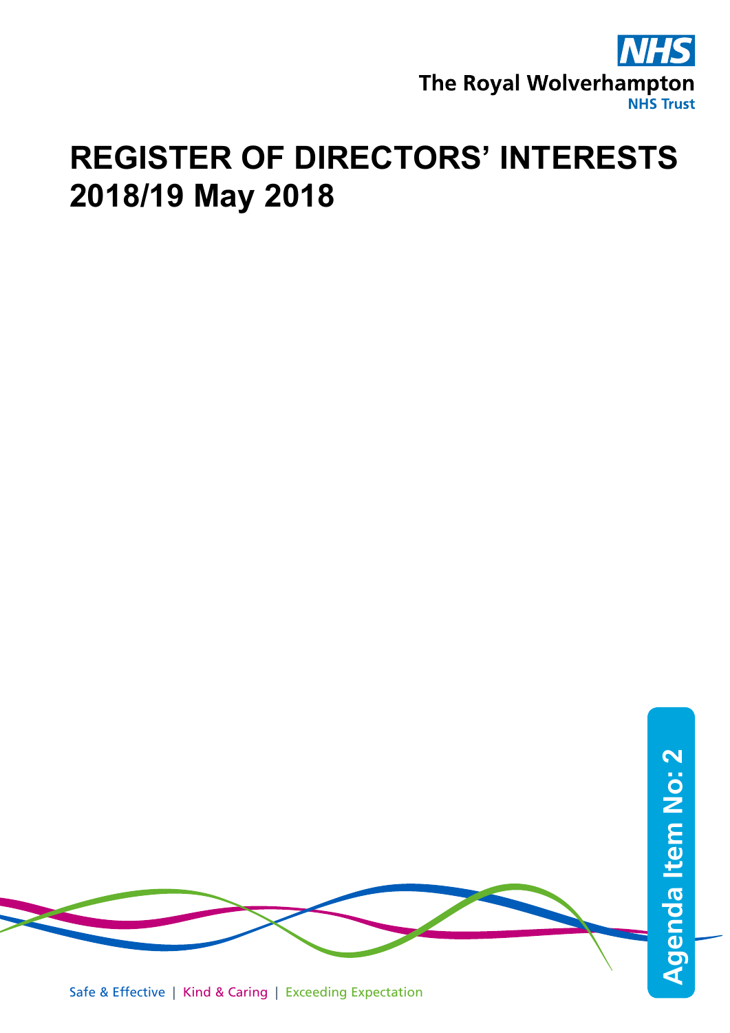NHS

The Royal Wolverhampton
NHS Trust

# REGISTER OF DIRECTORS' INTERESTS 2018/19 May 2018

Agenda Item No: 2

Safe & Effective | Kind & Caring | Exceeding Expectation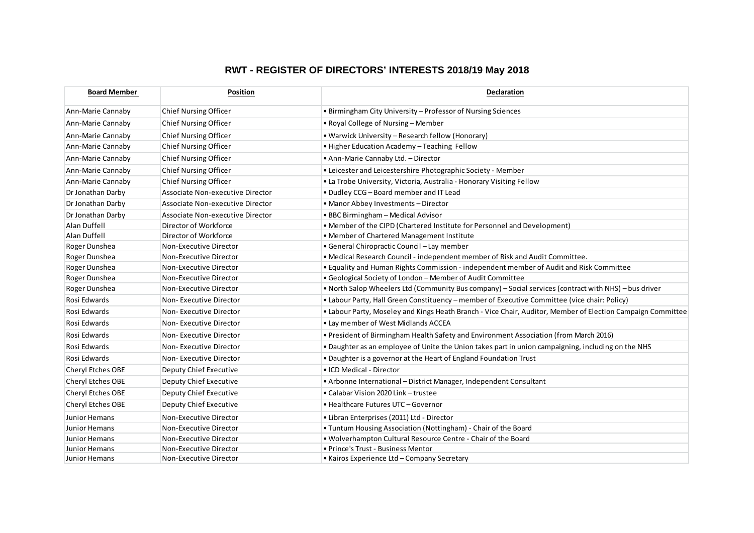# RWT - REGISTER OF DIRECTORS' INTERESTS 2018/19 May 2018

| Board Member | Position | Declaration |
|---|---|---|
| Ann-Marie Cannaby | Chief Nursing Officer | • Birmingham City University – Professor of Nursing Sciences |
| Ann-Marie Cannaby | Chief Nursing Officer | • Royal College of Nursing – Member |
| Ann-Marie Cannaby | Chief Nursing Officer | • Warwick University – Research fellow (Honorary) |
| Ann-Marie Cannaby | Chief Nursing Officer | • Higher Education Academy – Teaching Fellow |
| Ann-Marie Cannaby | Chief Nursing Officer | • Ann-Marie Cannaby Ltd. – Director |
| Ann-Marie Cannaby | Chief Nursing Officer | • Leicester and Leicestershire Photographic Society - Member |
| Ann-Marie Cannaby | Chief Nursing Officer | • La Trobe University, Victoria, Australia - Honorary Visiting Fellow |
| Dr Jonathan Darby | Associate Non-executive Director | • Dudley CCG – Board member and IT Lead |
| Dr Jonathan Darby | Associate Non-executive Director | • Manor Abbey Investments – Director |
| Dr Jonathan Darby | Associate Non-executive Director | • BBC Birmingham – Medical Advisor |
| Alan Duffell | Director of Workforce | • Member of the CIPD (Chartered Institute for Personnel and Development) |
| Alan Duffell | Director of Workforce | • Member of Chartered Management Institute |
| Roger Dunshea | Non-Executive Director | • General Chiropractic Council – Lay member |
| Roger Dunshea | Non-Executive Director | • Medical Research Council - independent member of Risk and Audit Committee. |
| Roger Dunshea | Non-Executive Director | • Equality and Human Rights Commission - independent member of Audit and Risk Committee |
| Roger Dunshea | Non-Executive Director | • Geological Society of London – Member of Audit Committee |
| Roger Dunshea | Non-Executive Director | • North Salop Wheelers Ltd (Community Bus company) – Social services (contract with NHS) – bus driver |
| Rosi Edwards | Non- Executive Director | • Labour Party, Hall Green Constituency – member of Executive Committee (vice chair: Policy) |
| Rosi Edwards | Non- Executive Director | • Labour Party, Moseley and Kings Heath Branch - Vice Chair, Auditor, Member of Election Campaign Committee |
| Rosi Edwards | Non- Executive Director | • Lay member of West Midlands ACCEA |
| Rosi Edwards | Non- Executive Director | • President of Birmingham Health Safety and Environment Association (from March 2016) |
| Rosi Edwards | Non- Executive Director | • Daughter as an employee of Unite the Union takes part in union campaigning, including on the NHS |
| Rosi Edwards | Non- Executive Director | • Daughter is a governor at the Heart of England Foundation Trust |
| Cheryl Etches OBE | Deputy Chief Executive | • ICD Medical - Director |
| Cheryl Etches OBE | Deputy Chief Executive | • Arbonne International – District Manager, Independent Consultant |
| Cheryl Etches OBE | Deputy Chief Executive | • Calabar Vision 2020 Link – trustee |
| Cheryl Etches OBE | Deputy Chief Executive | • Healthcare Futures UTC – Governor |
| Junior Hemans | Non-Executive Director | • Libran Enterprises (2011) Ltd - Director |
| Junior Hemans | Non-Executive Director | • Tuntum Housing Association (Nottingham) - Chair of the Board |
| Junior Hemans | Non-Executive Director | • Wolverhampton Cultural Resource Centre - Chair of the Board |
| Junior Hemans | Non-Executive Director | • Prince's Trust - Business Mentor |
| Junior Hemans | Non-Executive Director | • Kairos Experience Ltd – Company Secretary |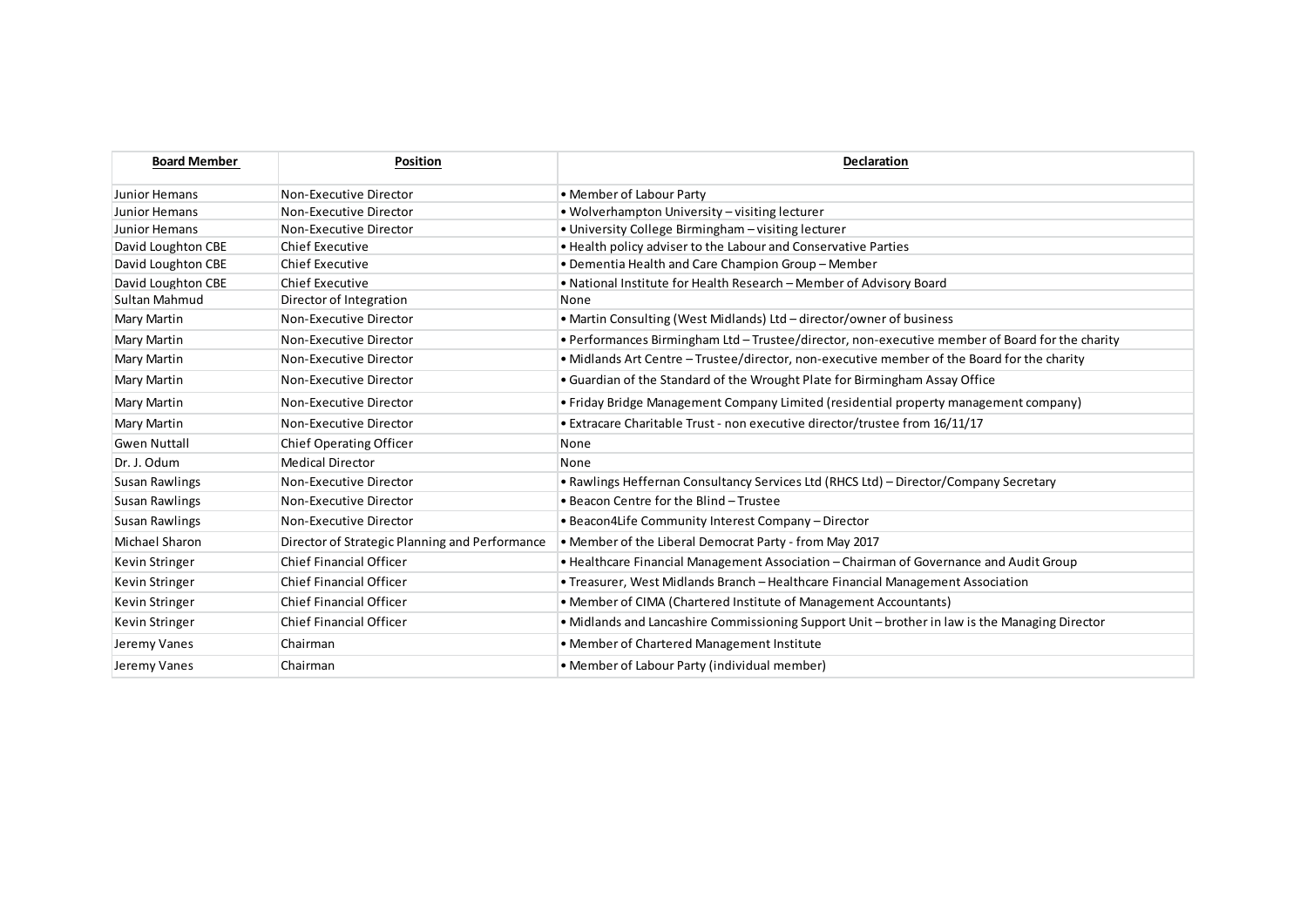| **Board Member** | **Position** | **Declaration** |
|---|---|---|
| Junior Hemans | Non-Executive Director | • Member of Labour Party |
| Junior Hemans | Non-Executive Director | • Wolverhampton University – visiting lecturer |
| Junior Hemans | Non-Executive Director | • University College Birmingham – visiting lecturer |
| David Loughton CBE | Chief Executive | • Health policy adviser to the Labour and Conservative Parties |
| David Loughton CBE | Chief Executive | • Dementia Health and Care Champion Group – Member |
| David Loughton CBE | Chief Executive | • National Institute for Health Research – Member of Advisory Board |
| Sultan Mahmud | Director of Integration | None |
| Mary Martin | Non-Executive Director | • Martin Consulting (West Midlands) Ltd – director/owner of business |
| Mary Martin | Non-Executive Director | • Performances Birmingham Ltd – Trustee/director, non-executive member of Board for the charity |
| Mary Martin | Non-Executive Director | • Midlands Art Centre – Trustee/director, non-executive member of the Board for the charity |
| Mary Martin | Non-Executive Director | • Guardian of the Standard of the Wrought Plate for Birmingham Assay Office |
| Mary Martin | Non-Executive Director | • Friday Bridge Management Company Limited (residential property management company) |
| Mary Martin | Non-Executive Director | • Extracare Charitable Trust - non executive director/trustee from 16/11/17 |
| Gwen Nuttall | Chief Operating Officer | None |
| Dr. J. Odum | Medical Director | None |
| Susan Rawlings | Non-Executive Director | • Rawlings Heffernan Consultancy Services Ltd (RHCS Ltd) – Director/Company Secretary |
| Susan Rawlings | Non-Executive Director | • Beacon Centre for the Blind – Trustee |
| Susan Rawlings | Non-Executive Director | • Beacon4Life Community Interest Company – Director |
| Michael Sharon | Director of Strategic Planning and Performance | • Member of the Liberal Democrat Party - from May 2017 |
| Kevin Stringer | Chief Financial Officer | • Healthcare Financial Management Association – Chairman of Governance and Audit Group |
| Kevin Stringer | Chief Financial Officer | • Treasurer, West Midlands Branch – Healthcare Financial Management Association |
| Kevin Stringer | Chief Financial Officer | • Member of CIMA (Chartered Institute of Management Accountants) |
| Kevin Stringer | Chief Financial Officer | • Midlands and Lancashire Commissioning Support Unit – brother in law is the Managing Director |
| Jeremy Vanes | Chairman | • Member of Chartered Management Institute |
| Jeremy Vanes | Chairman | • Member of Labour Party (individual member) |